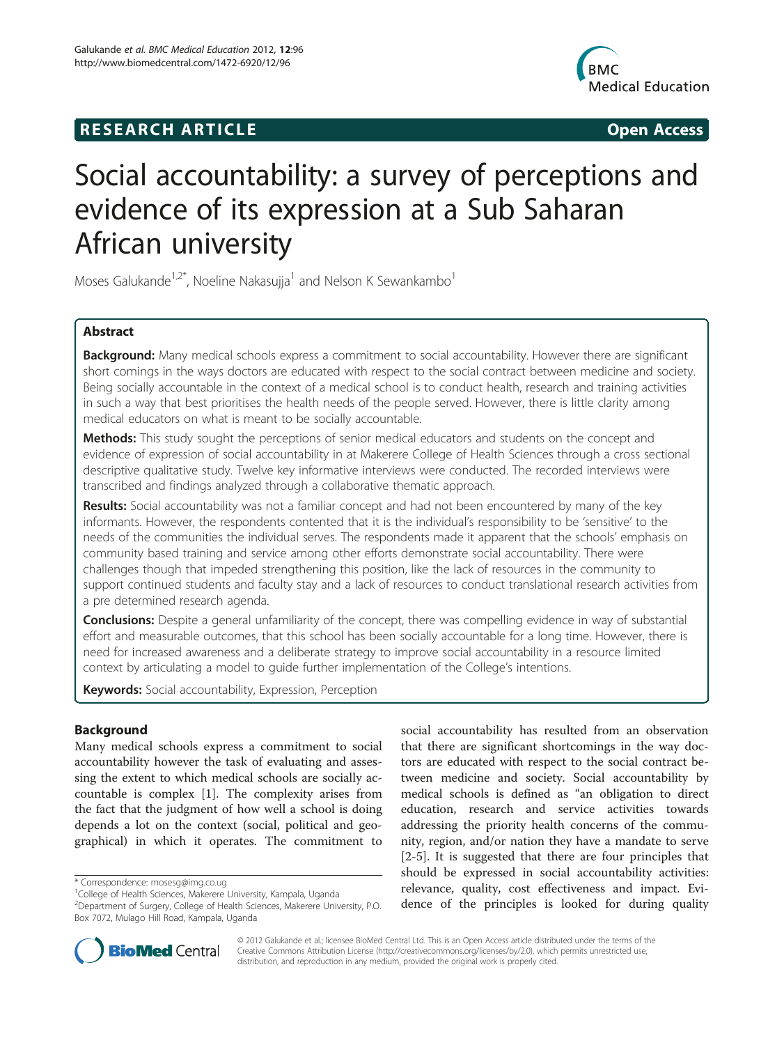RESEARCH ARTICLE Open Access

# Social accountability: a survey of perceptions and evidence of its expression at a Sub Saharan African university

Moses Galukande[1,2*], Noeline Nakasujja[1] and Nelson K Sewankambo[1]

## Abstract

**Background:** Many medical schools express a commitment to social accountability. However there are significant short comings in the ways doctors are educated with respect to the social contract between medicine and society. Being socially accountable in the context of a medical school is to conduct health, research and training activities in such a way that best prioritises the health needs of the people served. However, there is little clarity among medical educators on what is meant to be socially accountable.

**Methods:** This study sought the perceptions of senior medical educators and students on the concept and evidence of expression of social accountability in at Makerere College of Health Sciences through a cross sectional descriptive qualitative study. Twelve key informative interviews were conducted. The recorded interviews were transcribed and findings analyzed through a collaborative thematic approach.

**Results:** Social accountability was not a familiar concept and had not been encountered by many of the key informants. However, the respondents contented that it is the individual's responsibility to be 'sensitive' to the needs of the communities the individual serves. The respondents made it apparent that the schools' emphasis on community based training and service among other efforts demonstrate social accountability. There were challenges though that impeded strengthening this position, like the lack of resources in the community to support continued students and faculty stay and a lack of resources to conduct translational research activities from a pre determined research agenda.

**Conclusions:** Despite a general unfamiliarity of the concept, there was compelling evidence in way of substantial effort and measurable outcomes, that this school has been socially accountable for a long time. However, there is need for increased awareness and a deliberate strategy to improve social accountability in a resource limited context by articulating a model to guide further implementation of the College's intentions.

**Keywords:** Social accountability, Expression, Perception

## Background

Many medical schools express a commitment to social accountability however the task of evaluating and assessing the extent to which medical schools are socially accountable is complex [1]. The complexity arises from the fact that the judgment of how well a school is doing depends a lot on the context (social, political and geographical) in which it operates. The commitment to social accountability has resulted from an observation that there are significant shortcomings in the way doctors are educated with respect to the social contract between medicine and society. Social accountability by medical schools is defined as "an obligation to direct education, research and service activities towards addressing the priority health concerns of the community, region, and/or nation they have a mandate to serve [2-5]. It is suggested that there are four principles that should be expressed in social accountability activities: relevance, quality, cost effectiveness and impact. Evidence of the principles is looked for during quality

\* Correspondence: mosesg@img.co.ug
[1]College of Health Sciences, Makerere University, Kampala, Uganda
[2]Department of Surgery, College of Health Sciences, Makerere University, P.O. Box 7072, Mulago Hill Road, Kampala, Uganda

© 2012 Galukande et al.; licensee BioMed Central Ltd. This is an Open Access article distributed under the terms of the Creative Commons Attribution License (http://creativecommons.org/licenses/by/2.0), which permits unrestricted use, distribution, and reproduction in any medium, provided the original work is properly cited.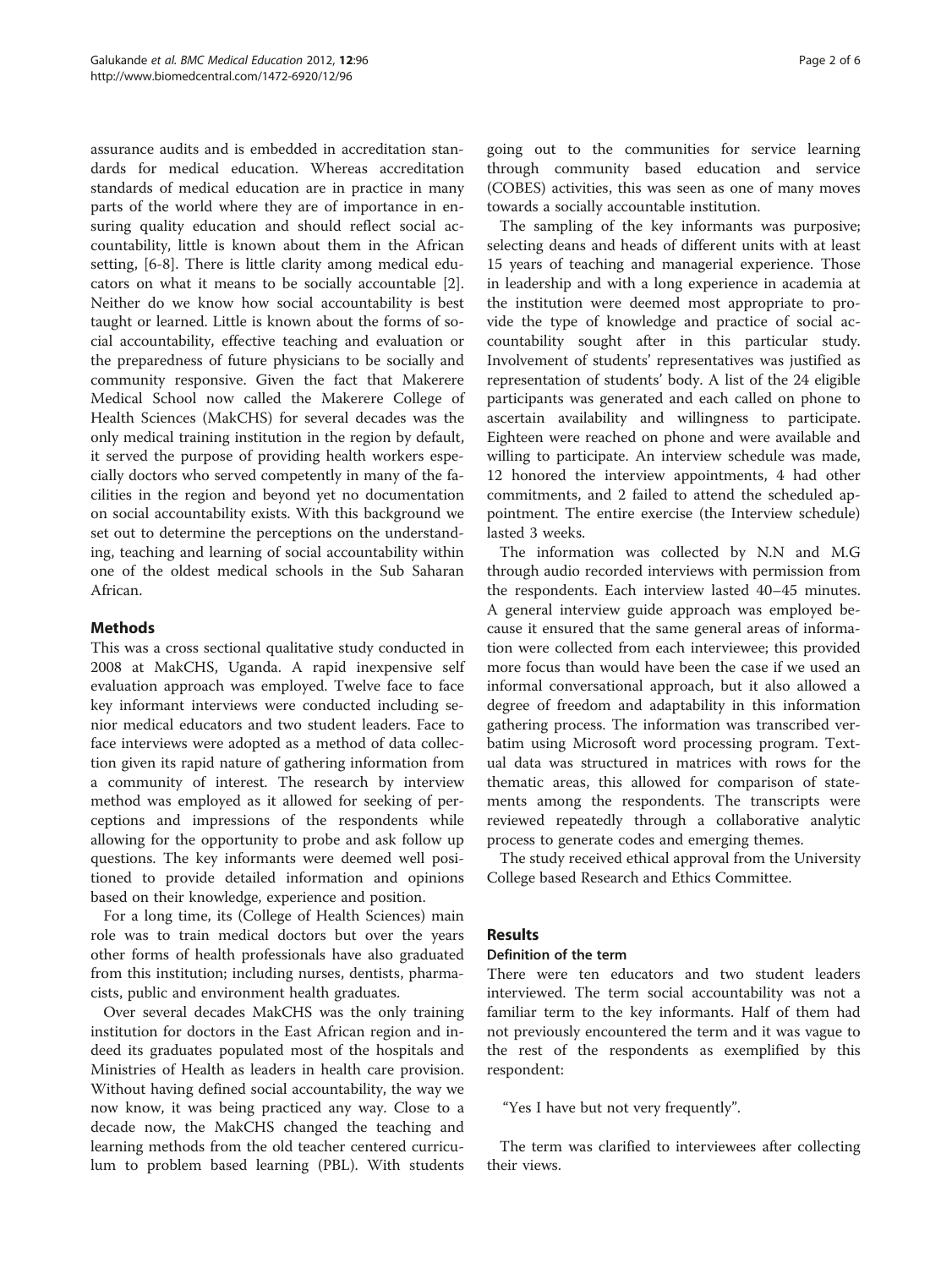assurance audits and is embedded in accreditation standards for medical education. Whereas accreditation standards of medical education are in practice in many parts of the world where they are of importance in ensuring quality education and should reflect social accountability, little is known about them in the African setting, [6-8]. There is little clarity among medical educators on what it means to be socially accountable [2]. Neither do we know how social accountability is best taught or learned. Little is known about the forms of social accountability, effective teaching and evaluation or the preparedness of future physicians to be socially and community responsive. Given the fact that Makerere Medical School now called the Makerere College of Health Sciences (MakCHS) for several decades was the only medical training institution in the region by default, it served the purpose of providing health workers especially doctors who served competently in many of the facilities in the region and beyond yet no documentation on social accountability exists. With this background we set out to determine the perceptions on the understanding, teaching and learning of social accountability within one of the oldest medical schools in the Sub Saharan African.

## Methods

This was a cross sectional qualitative study conducted in 2008 at MakCHS, Uganda. A rapid inexpensive self evaluation approach was employed. Twelve face to face key informant interviews were conducted including senior medical educators and two student leaders. Face to face interviews were adopted as a method of data collection given its rapid nature of gathering information from a community of interest. The research by interview method was employed as it allowed for seeking of perceptions and impressions of the respondents while allowing for the opportunity to probe and ask follow up questions. The key informants were deemed well positioned to provide detailed information and opinions based on their knowledge, experience and position.

For a long time, its (College of Health Sciences) main role was to train medical doctors but over the years other forms of health professionals have also graduated from this institution; including nurses, dentists, pharmacists, public and environment health graduates.

Over several decades MakCHS was the only training institution for doctors in the East African region and indeed its graduates populated most of the hospitals and Ministries of Health as leaders in health care provision. Without having defined social accountability, the way we now know, it was being practiced any way. Close to a decade now, the MakCHS changed the teaching and learning methods from the old teacher centered curriculum to problem based learning (PBL). With students going out to the communities for service learning through community based education and service (COBES) activities, this was seen as one of many moves towards a socially accountable institution.

The sampling of the key informants was purposive; selecting deans and heads of different units with at least 15 years of teaching and managerial experience. Those in leadership and with a long experience in academia at the institution were deemed most appropriate to provide the type of knowledge and practice of social accountability sought after in this particular study. Involvement of students' representatives was justified as representation of students' body. A list of the 24 eligible participants was generated and each called on phone to ascertain availability and willingness to participate. Eighteen were reached on phone and were available and willing to participate. An interview schedule was made, 12 honored the interview appointments, 4 had other commitments, and 2 failed to attend the scheduled appointment. The entire exercise (the Interview schedule) lasted 3 weeks.

The information was collected by N.N and M.G through audio recorded interviews with permission from the respondents. Each interview lasted 40–45 minutes. A general interview guide approach was employed because it ensured that the same general areas of information were collected from each interviewee; this provided more focus than would have been the case if we used an informal conversational approach, but it also allowed a degree of freedom and adaptability in this information gathering process. The information was transcribed verbatim using Microsoft word processing program. Textual data was structured in matrices with rows for the thematic areas, this allowed for comparison of statements among the respondents. The transcripts were reviewed repeatedly through a collaborative analytic process to generate codes and emerging themes.

The study received ethical approval from the University College based Research and Ethics Committee.

## Results

### Definition of the term

There were ten educators and two student leaders interviewed. The term social accountability was not a familiar term to the key informants. Half of them had not previously encountered the term and it was vague to the rest of the respondents as exemplified by this respondent:

"Yes I have but not very frequently".

The term was clarified to interviewees after collecting their views.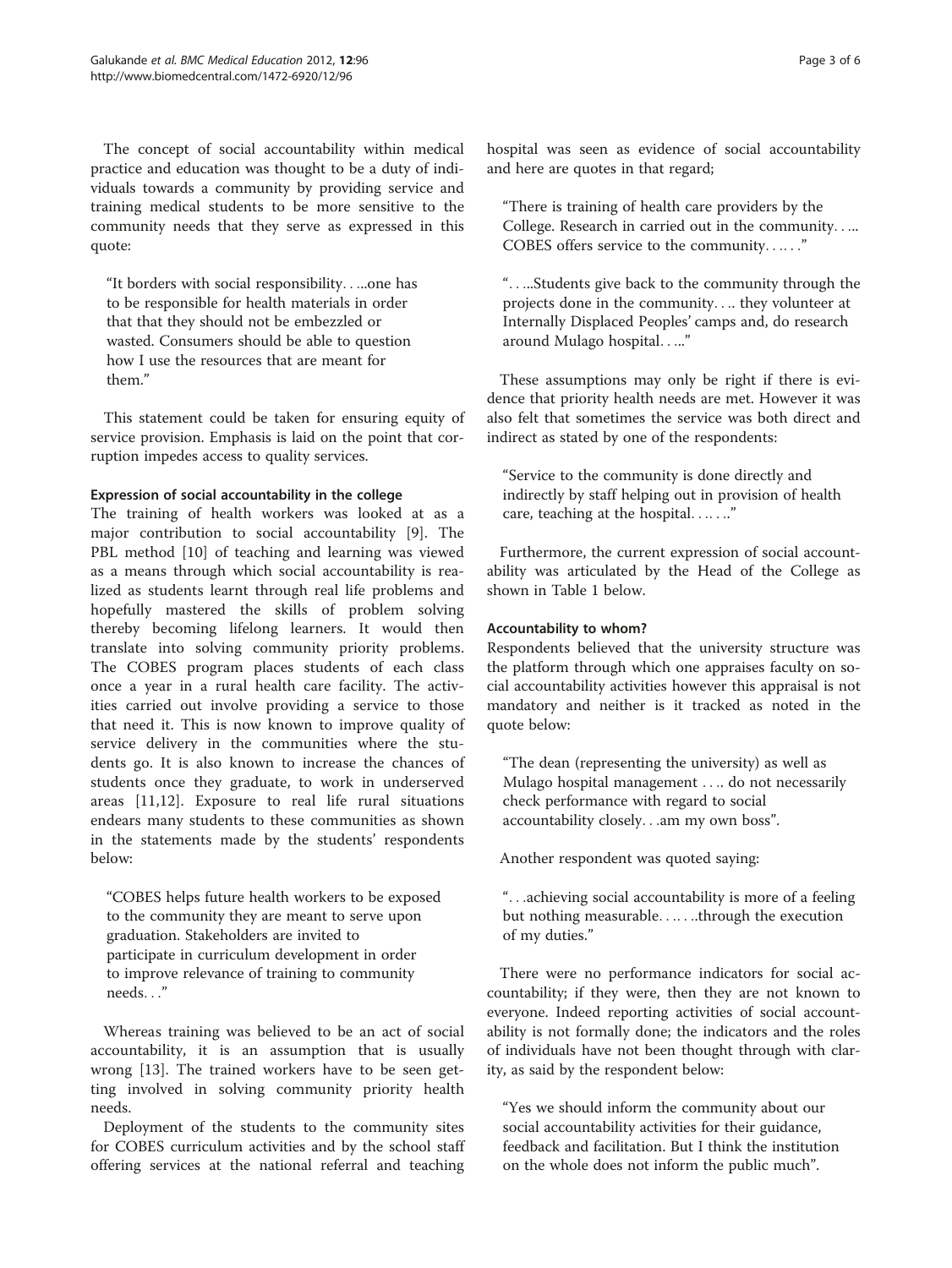The concept of social accountability within medical practice and education was thought to be a duty of individuals towards a community by providing service and training medical students to be more sensitive to the community needs that they serve as expressed in this quote:

> "It borders with social responsibility. . ...one has to be responsible for health materials in order that that they should not be embezzled or wasted. Consumers should be able to question how I use the resources that are meant for them."

This statement could be taken for ensuring equity of service provision. Emphasis is laid on the point that corruption impedes access to quality services.

### Expression of social accountability in the college

The training of health workers was looked at as a major contribution to social accountability [9]. The PBL method [10] of teaching and learning was viewed as a means through which social accountability is realized as students learnt through real life problems and hopefully mastered the skills of problem solving thereby becoming lifelong learners. It would then translate into solving community priority problems. The COBES program places students of each class once a year in a rural health care facility. The activities carried out involve providing a service to those that need it. This is now known to improve quality of service delivery in the communities where the students go. It is also known to increase the chances of students once they graduate, to work in underserved areas [11,12]. Exposure to real life rural situations endears many students to these communities as shown in the statements made by the students' respondents below:

> "COBES helps future health workers to be exposed to the community they are meant to serve upon graduation. Stakeholders are invited to participate in curriculum development in order to improve relevance of training to community needs. . ."

Whereas training was believed to be an act of social accountability, it is an assumption that is usually wrong [13]. The trained workers have to be seen getting involved in solving community priority health needs.

Deployment of the students to the community sites for COBES curriculum activities and by the school staff offering services at the national referral and teaching hospital was seen as evidence of social accountability and here are quotes in that regard;

> "There is training of health care providers by the College. Research in carried out in the community. . .. COBES offers service to the community. . .. . ."

> ". . ...Students give back to the community through the projects done in the community. . .. they volunteer at Internally Displaced Peoples' camps and, do research around Mulago hospital. . ..."

These assumptions may only be right if there is evidence that priority health needs are met. However it was also felt that sometimes the service was both direct and indirect as stated by one of the respondents:

> "Service to the community is done directly and indirectly by staff helping out in provision of health care, teaching at the hospital. . .. . .."

Furthermore, the current expression of social accountability was articulated by the Head of the College as shown in Table 1 below.

### Accountability to whom?

Respondents believed that the university structure was the platform through which one appraises faculty on social accountability activities however this appraisal is not mandatory and neither is it tracked as noted in the quote below:

> "The dean (representing the university) as well as Mulago hospital management . . .. do not necessarily check performance with regard to social accountability closely. . .am my own boss".

Another respondent was quoted saying:

> ". . .achieving social accountability is more of a feeling but nothing measurable. . .. . ..through the execution of my duties."

There were no performance indicators for social accountability; if they were, then they are not known to everyone. Indeed reporting activities of social accountability is not formally done; the indicators and the roles of individuals have not been thought through with clarity, as said by the respondent below:

> "Yes we should inform the community about our social accountability activities for their guidance, feedback and facilitation. But I think the institution on the whole does not inform the public much".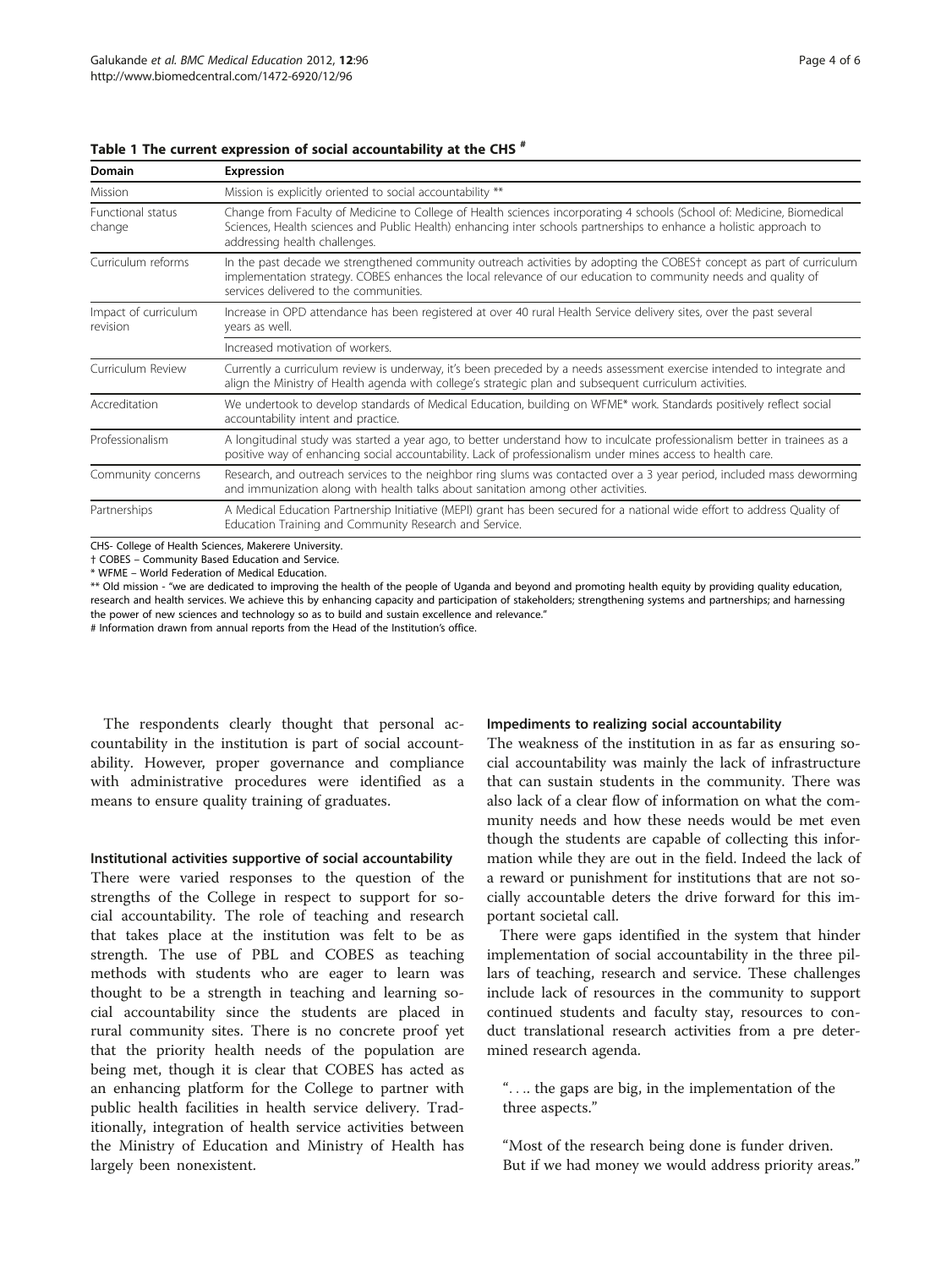**Table 1 The current expression of social accountability at the CHS #**

| Domain | Expression |
|---|---|
| Mission | Mission is explicitly oriented to social accountability ** |
| Functional status change | Change from Faculty of Medicine to College of Health sciences incorporating 4 schools (School of: Medicine, Biomedical Sciences, Health sciences and Public Health) enhancing inter schools partnerships to enhance a holistic approach to addressing health challenges. |
| Curriculum reforms | In the past decade we strengthened community outreach activities by adopting the COBES† concept as part of curriculum implementation strategy. COBES enhances the local relevance of our education to community needs and quality of services delivered to the communities. |
| Impact of curriculum revision | Increase in OPD attendance has been registered at over 40 rural Health Service delivery sites, over the past several years as well. |
| | Increased motivation of workers. |
| Curriculum Review | Currently a curriculum review is underway, it's been preceded by a needs assessment exercise intended to integrate and align the Ministry of Health agenda with college's strategic plan and subsequent curriculum activities. |
| Accreditation | We undertook to develop standards of Medical Education, building on WFME* work. Standards positively reflect social accountability intent and practice. |
| Professionalism | A longitudinal study was started a year ago, to better understand how to inculcate professionalism better in trainees as a positive way of enhancing social accountability. Lack of professionalism under mines access to health care. |
| Community concerns | Research, and outreach services to the neighbor ring slums was contacted over a 3 year period, included mass deworming and immunization along with health talks about sanitation among other activities. |
| Partnerships | A Medical Education Partnership Initiative (MEPI) grant has been secured for a national wide effort to address Quality of Education Training and Community Research and Service. |

CHS- College of Health Sciences, Makerere University.
† COBES – Community Based Education and Service.
* WFME – World Federation of Medical Education.
** Old mission - "we are dedicated to improving the health of the people of Uganda and beyond and promoting health equity by providing quality education, research and health services. We achieve this by enhancing capacity and participation of stakeholders; strengthening systems and partnerships; and harnessing the power of new sciences and technology so as to build and sustain excellence and relevance."
# Information drawn from annual reports from the Head of the Institution's office.

The respondents clearly thought that personal accountability in the institution is part of social accountability. However, proper governance and compliance with administrative procedures were identified as a means to ensure quality training of graduates.

#### Institutional activities supportive of social accountability

There were varied responses to the question of the strengths of the College in respect to support for social accountability. The role of teaching and research that takes place at the institution was felt to be as strength. The use of PBL and COBES as teaching methods with students who are eager to learn was thought to be a strength in teaching and learning social accountability since the students are placed in rural community sites. There is no concrete proof yet that the priority health needs of the population are being met, though it is clear that COBES has acted as an enhancing platform for the College to partner with public health facilities in health service delivery. Traditionally, integration of health service activities between the Ministry of Education and Ministry of Health has largely been nonexistent.

#### Impediments to realizing social accountability

The weakness of the institution in as far as ensuring social accountability was mainly the lack of infrastructure that can sustain students in the community. There was also lack of a clear flow of information on what the community needs and how these needs would be met even though the students are capable of collecting this information while they are out in the field. Indeed the lack of a reward or punishment for institutions that are not socially accountable deters the drive forward for this important societal call.

There were gaps identified in the system that hinder implementation of social accountability in the three pillars of teaching, research and service. These challenges include lack of resources in the community to support continued students and faculty stay, resources to conduct translational research activities from a pre determined research agenda.

> ". . .. the gaps are big, in the implementation of the three aspects."

> "Most of the research being done is funder driven. But if we had money we would address priority areas."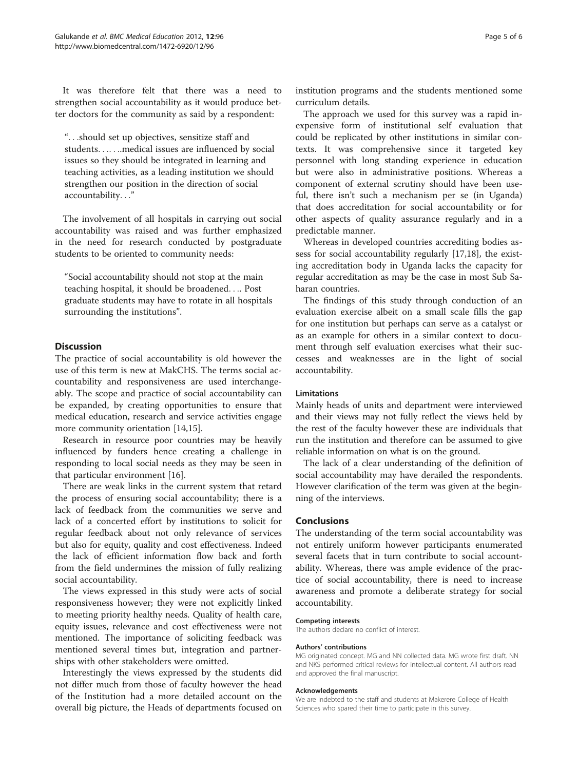It was therefore felt that there was a need to strengthen social accountability as it would produce better doctors for the community as said by a respondent:

> "...should set up objectives, sensitize staff and students.........medical issues are influenced by social issues so they should be integrated in learning and teaching activities, as a leading institution we should strengthen our position in the direction of social accountability..."

The involvement of all hospitals in carrying out social accountability was raised and was further emphasized in the need for research conducted by postgraduate students to be oriented to community needs:

> "Social accountability should not stop at the main teaching hospital, it should be broadened.... Post graduate students may have to rotate in all hospitals surrounding the institutions".

## Discussion

The practice of social accountability is old however the use of this term is new at MakCHS. The terms social accountability and responsiveness are used interchangeably. The scope and practice of social accountability can be expanded, by creating opportunities to ensure that medical education, research and service activities engage more community orientation [14,15].

Research in resource poor countries may be heavily influenced by funders hence creating a challenge in responding to local social needs as they may be seen in that particular environment [16].

There are weak links in the current system that retard the process of ensuring social accountability; there is a lack of feedback from the communities we serve and lack of a concerted effort by institutions to solicit for regular feedback about not only relevance of services but also for equity, quality and cost effectiveness. Indeed the lack of efficient information flow back and forth from the field undermines the mission of fully realizing social accountability.

The views expressed in this study were acts of social responsiveness however; they were not explicitly linked to meeting priority healthy needs. Quality of health care, equity issues, relevance and cost effectiveness were not mentioned. The importance of soliciting feedback was mentioned several times but, integration and partnerships with other stakeholders were omitted.

Interestingly the views expressed by the students did not differ much from those of faculty however the head of the Institution had a more detailed account on the overall big picture, the Heads of departments focused on institution programs and the students mentioned some curriculum details.

The approach we used for this survey was a rapid inexpensive form of institutional self evaluation that could be replicated by other institutions in similar contexts. It was comprehensive since it targeted key personnel with long standing experience in education but were also in administrative positions. Whereas a component of external scrutiny should have been useful, there isn't such a mechanism per se (in Uganda) that does accreditation for social accountability or for other aspects of quality assurance regularly and in a predictable manner.

Whereas in developed countries accrediting bodies assess for social accountability regularly [17,18], the existing accreditation body in Uganda lacks the capacity for regular accreditation as may be the case in most Sub Saharan countries.

The findings of this study through conduction of an evaluation exercise albeit on a small scale fills the gap for one institution but perhaps can serve as a catalyst or as an example for others in a similar context to document through self evaluation exercises what their successes and weaknesses are in the light of social accountability.

### Limitations

Mainly heads of units and department were interviewed and their views may not fully reflect the views held by the rest of the faculty however these are individuals that run the institution and therefore can be assumed to give reliable information on what is on the ground.

The lack of a clear understanding of the definition of social accountability may have derailed the respondents. However clarification of the term was given at the beginning of the interviews.

## Conclusions

The understanding of the term social accountability was not entirely uniform however participants enumerated several facets that in turn contribute to social accountability. Whereas, there was ample evidence of the practice of social accountability, there is need to increase awareness and promote a deliberate strategy for social accountability.

#### Competing interests

The authors declare no conflict of interest.

#### Authors' contributions

MG originated concept. MG and NN collected data. MG wrote first draft. NN and NKS performed critical reviews for intellectual content. All authors read and approved the final manuscript.

#### Acknowledgements

We are indebted to the staff and students at Makerere College of Health Sciences who spared their time to participate in this survey.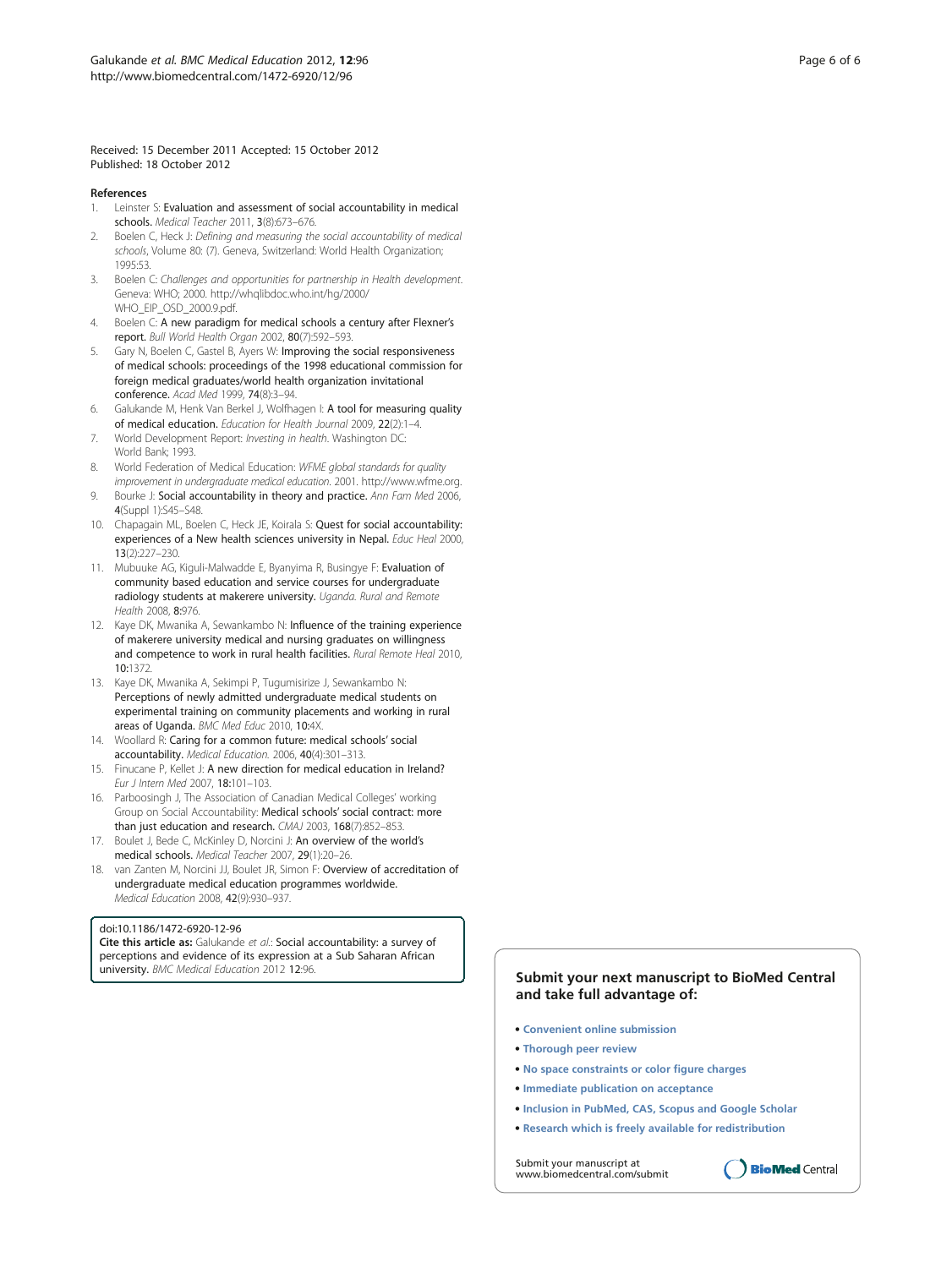Received: 15 December 2011 Accepted: 15 October 2012
Published: 18 October 2012

## References

1. Leinster S: **Evaluation and assessment of social accountability in medical schools.** *Medical Teacher* 2011, **3**(8):673–676.
2. Boelen C, Heck J: *Defining and measuring the social accountability of medical schools*, Volume 80: (7). Geneva, Switzerland: World Health Organization; 1995:53.
3. Boelen C: *Challenges and opportunities for partnership in Health development*. Geneva: WHO; 2000. http://whqlibdoc.who.int/hq/2000/WHO_EIP_OSD_2000.9.pdf.
4. Boelen C: **A new paradigm for medical schools a century after Flexner's report.** *Bull World Health Organ* 2002, **80**(7):592–593.
5. Gary N, Boelen C, Gastel B, Ayers W: **Improving the social responsiveness of medical schools: proceedings of the 1998 educational commission for foreign medical graduates/world health organization invitational conference.** *Acad Med* 1999, **74**(8):3–94.
6. Galukande M, Henk Van Berkel J, Wolfhagen I: **A tool for measuring quality of medical education.** *Education for Health Journal* 2009, **22**(2):1–4.
7. World Development Report: *Investing in health*. Washington DC: World Bank; 1993.
8. World Federation of Medical Education: *WFME global standards for quality improvement in undergraduate medical education*. 2001. http://www.wfme.org.
9. Bourke J: **Social accountability in theory and practice.** *Ann Fam Med* 2006, **4**(Suppl 1):S45–S48.
10. Chapagain ML, Boelen C, Heck JE, Koirala S: **Quest for social accountability: experiences of a New health sciences university in Nepal.** *Educ Heal* 2000, **13**(2):227–230.
11. Mubuuke AG, Kiguli-Malwadde E, Byanyima R, Businge F: **Evaluation of community based education and service courses for undergraduate radiology students at makerere university.** *Uganda. Rural and Remote Health* 2008, **8:**976.
12. Kaye DK, Mwanika A, Sewankambo N: **Influence of the training experience of makerere university medical and nursing graduates on willingness and competence to work in rural health facilities.** *Rural Remote Heal* 2010, **10:**1372.
13. Kaye DK, Mwanika A, Sekimpi P, Tugumisirize J, Sewankambo N: **Perceptions of newly admitted undergraduate medical students on experimental training on community placements and working in rural areas of Uganda.** *BMC Med Educ* 2010, **10:**4X.
14. Woollard R: **Caring for a common future: medical schools' social accountability.** *Medical Education.* 2006, **40**(4):301–313.
15. Finucane P, Kellet J: **A new direction for medical education in Ireland?** *Eur J Intern Med* 2007, **18:**101–103.
16. Parboosingh J, The Association of Canadian Medical Colleges' working Group on Social Accountability: **Medical schools' social contract: more than just education and research.** *CMAJ* 2003, **168**(7):852–853.
17. Boulet J, Bede C, McKinley D, Norcini J: **An overview of the world's medical schools.** *Medical Teacher* 2007, **29**(1):20–26.
18. van Zanten M, Norcini JJ, Boulet JR, Simon F: **Overview of accreditation of undergraduate medical education programmes worldwide.** *Medical Education* 2008, **42**(9):930–937.

doi:10.1186/1472-6920-12-96
**Cite this article as:** Galukande *et al.*: Social accountability: a survey of perceptions and evidence of its expression at a Sub Saharan African university. *BMC Medical Education* 2012 12:96.

**Submit your next manuscript to BioMed Central and take full advantage of:**

- **Convenient online submission**
- **Thorough peer review**
- **No space constraints or color figure charges**
- **Immediate publication on acceptance**
- **Inclusion in PubMed, CAS, Scopus and Google Scholar**
- **Research which is freely available for redistribution**

Submit your manuscript at
www.biomedcentral.com/submit

BioMed Central